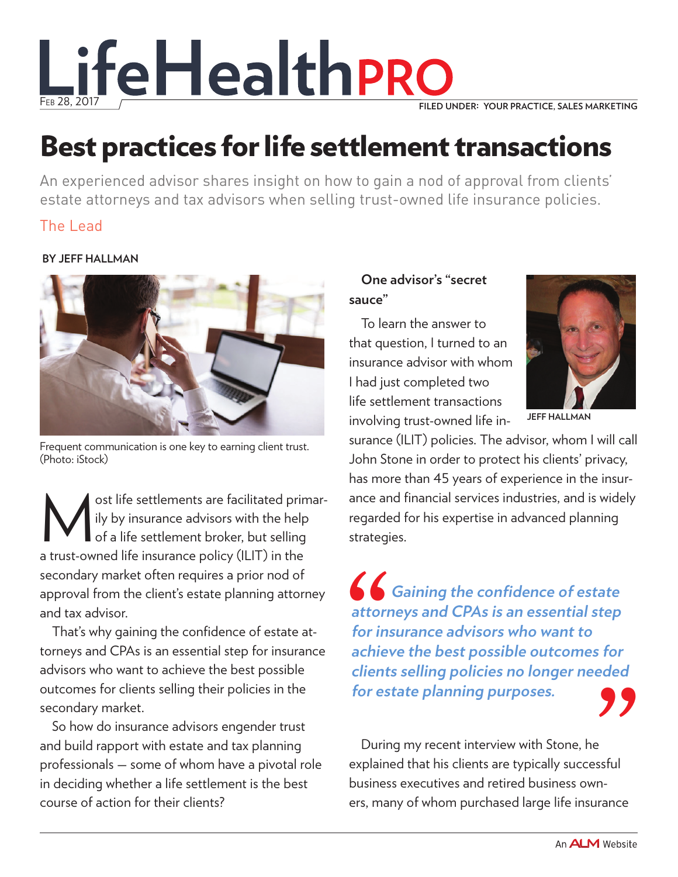LifeHealthPRO

Feb 28, 2017

FILED UNDER: YOUR PRACTICE, SALES MARKETING

# Best practices for life settlement transactions

An experienced advisor shares insight on how to gain a nod of approval from clients' estate attorneys and tax advisors when selling trust-owned life insurance policies.

The Lead

**BY JEFF HALLMAN**

Frequent communication is one key to earning client trust. (Photo: iStock)

Most life settlements are facilitated primarily by insurance advisors with the help of a life settlement broker, but selling a trust-owned life insurance policy (ILIT) in the secondary market often requires a prior nod of approval from the client's estate planning attorney and tax advisor.

That's why gaining the confidence of estate attorneys and CPAs is an essential step for insurance advisors who want to achieve the best possible outcomes for clients selling their policies in the secondary market.

So how do insurance advisors engender trust and build rapport with estate and tax planning professionals — some of whom have a pivotal role in deciding whether a life settlement is the best course of action for their clients?

## One advisor's "secret sauce"

To learn the answer to that question, I turned to an insurance advisor with whom I had just completed two life settlement transactions involving trust-owned life insurance (ILIT) policies. The advisor, whom I will call John Stone in order to protect his clients' privacy, has more than 45 years of experience in the insurance and financial services industries, and is widely regarded for his expertise in advanced planning strategies.

JEFF HALLMAN

> *Gaining the confidence of estate attorneys and CPAs is an essential step for insurance advisors who want to achieve the best possible outcomes for clients selling policies no longer needed for estate planning purposes.*

During my recent interview with Stone, he explained that his clients are typically successful business executives and retired business owners, many of whom purchased large life insurance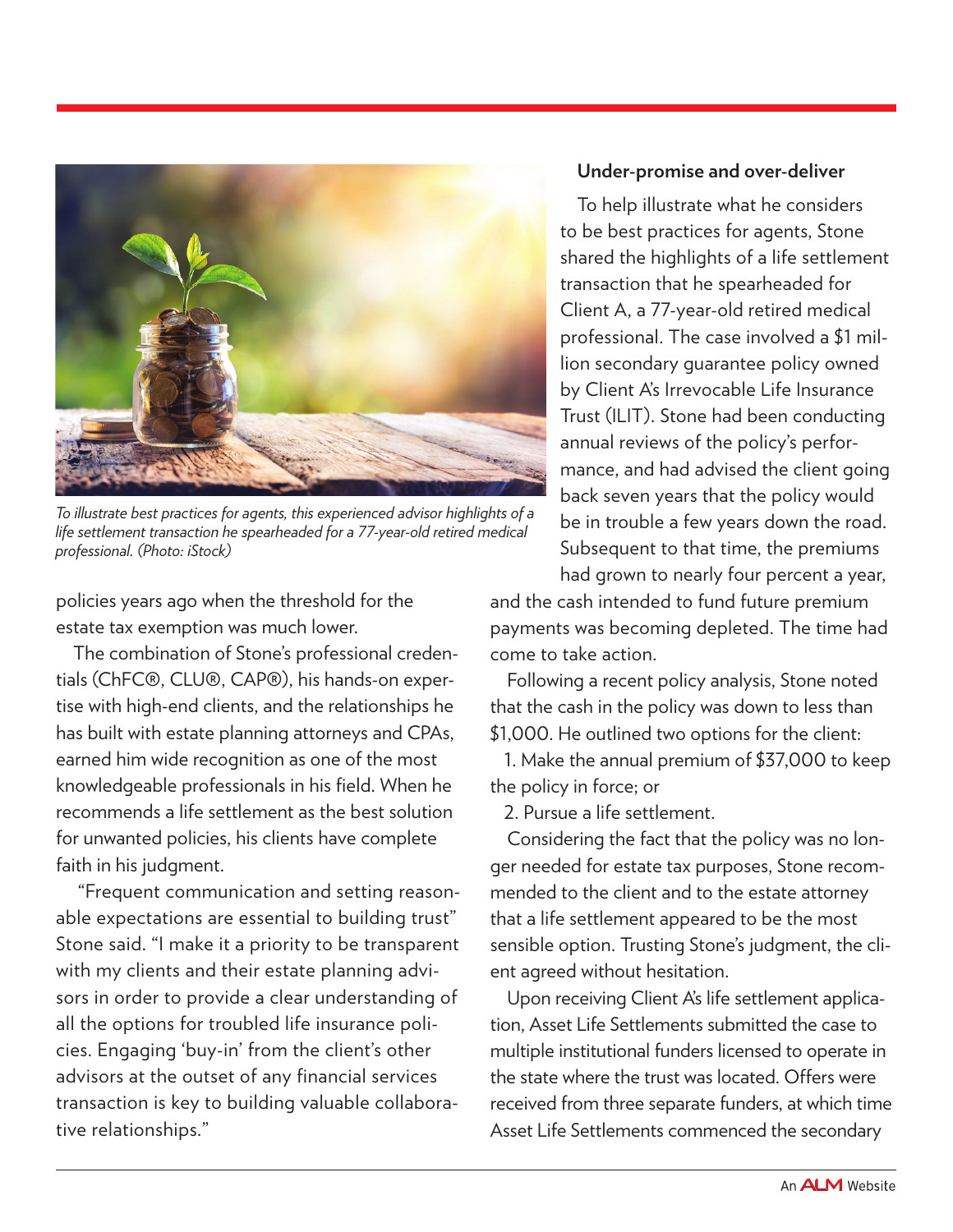*To illustrate best practices for agents, this experienced advisor highlights of a life settlement transaction he spearheaded for a 77-year-old retired medical professional. (Photo: iStock)*

policies years ago when the threshold for the estate tax exemption was much lower.

The combination of Stone's professional credentials (ChFC®, CLU®, CAP®), his hands-on expertise with high-end clients, and the relationships he has built with estate planning attorneys and CPAs, earned him wide recognition as one of the most knowledgeable professionals in his field. When he recommends a life settlement as the best solution for unwanted policies, his clients have complete faith in his judgment.

"Frequent communication and setting reasonable expectations are essential to building trust" Stone said. "I make it a priority to be transparent with my clients and their estate planning advisors in order to provide a clear understanding of all the options for troubled life insurance policies. Engaging 'buy-in' from the client's other advisors at the outset of any financial services transaction is key to building valuable collaborative relationships."

**Under-promise and over-deliver**

To help illustrate what he considers to be best practices for agents, Stone shared the highlights of a life settlement transaction that he spearheaded for Client A, a 77-year-old retired medical professional. The case involved a $1 million secondary guarantee policy owned by Client A's Irrevocable Life Insurance Trust (ILIT). Stone had been conducting annual reviews of the policy's performance, and had advised the client going back seven years that the policy would be in trouble a few years down the road. Subsequent to that time, the premiums had grown to nearly four percent a year, and the cash intended to fund future premium payments was becoming depleted. The time had come to take action.

Following a recent policy analysis, Stone noted that the cash in the policy was down to less than $1,000. He outlined two options for the client:

1. Make the annual premium of $37,000 to keep the policy in force; or
2. Pursue a life settlement.

Considering the fact that the policy was no longer needed for estate tax purposes, Stone recommended to the client and to the estate attorney that a life settlement appeared to be the most sensible option. Trusting Stone's judgment, the client agreed without hesitation.

Upon receiving Client A's life settlement application, Asset Life Settlements submitted the case to multiple institutional funders licensed to operate in the state where the trust was located. Offers were received from three separate funders, at which time Asset Life Settlements commenced the secondary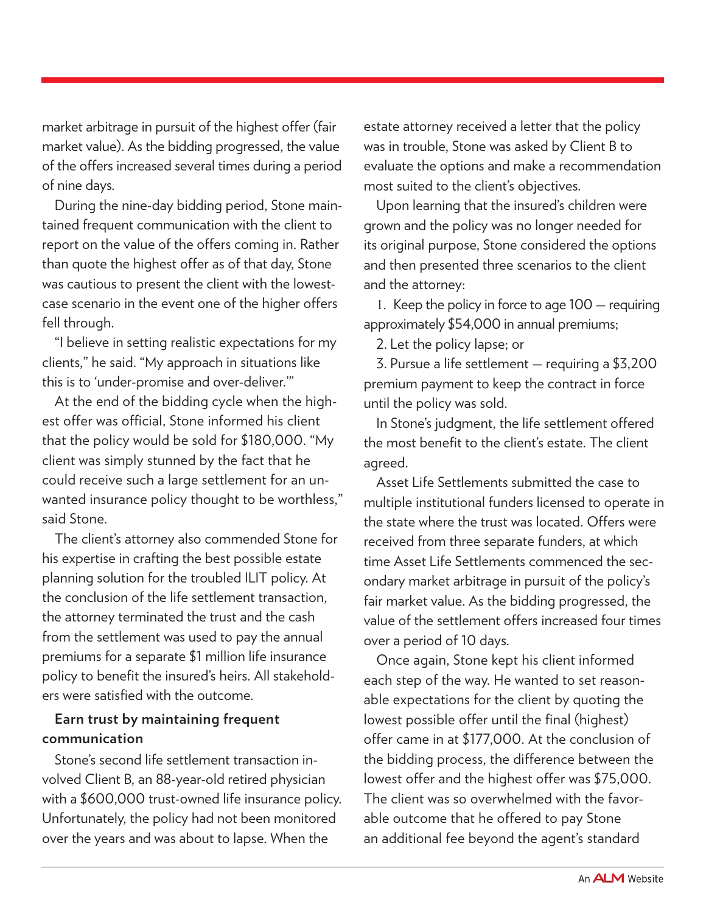market arbitrage in pursuit of the highest offer (fair market value). As the bidding progressed, the value of the offers increased several times during a period of nine days.

During the nine-day bidding period, Stone maintained frequent communication with the client to report on the value of the offers coming in. Rather than quote the highest offer as of that day, Stone was cautious to present the client with the lowest-case scenario in the event one of the higher offers fell through.

"I believe in setting realistic expectations for my clients," he said. "My approach in situations like this is to 'under-promise and over-deliver.'"

At the end of the bidding cycle when the highest offer was official, Stone informed his client that the policy would be sold for $180,000. "My client was simply stunned by the fact that he could receive such a large settlement for an unwanted insurance policy thought to be worthless," said Stone.

The client's attorney also commended Stone for his expertise in crafting the best possible estate planning solution for the troubled ILIT policy. At the conclusion of the life settlement transaction, the attorney terminated the trust and the cash from the settlement was used to pay the annual premiums for a separate $1 million life insurance policy to benefit the insured's heirs. All stakeholders were satisfied with the outcome.

**Earn trust by maintaining frequent communication**

Stone's second life settlement transaction involved Client B, an 88-year-old retired physician with a $600,000 trust-owned life insurance policy. Unfortunately, the policy had not been monitored over the years and was about to lapse. When the estate attorney received a letter that the policy was in trouble, Stone was asked by Client B to evaluate the options and make a recommendation most suited to the client's objectives.

Upon learning that the insured's children were grown and the policy was no longer needed for its original purpose, Stone considered the options and then presented three scenarios to the client and the attorney:

1. Keep the policy in force to age 100 — requiring approximately $54,000 in annual premiums;
2. Let the policy lapse; or
3. Pursue a life settlement — requiring a $3,200 premium payment to keep the contract in force until the policy was sold.

In Stone's judgment, the life settlement offered the most benefit to the client's estate. The client agreed.

Asset Life Settlements submitted the case to multiple institutional funders licensed to operate in the state where the trust was located. Offers were received from three separate funders, at which time Asset Life Settlements commenced the secondary market arbitrage in pursuit of the policy's fair market value. As the bidding progressed, the value of the settlement offers increased four times over a period of 10 days.

Once again, Stone kept his client informed each step of the way. He wanted to set reasonable expectations for the client by quoting the lowest possible offer until the final (highest) offer came in at $177,000. At the conclusion of the bidding process, the difference between the lowest offer and the highest offer was $75,000. The client was so overwhelmed with the favorable outcome that he offered to pay Stone an additional fee beyond the agent's standard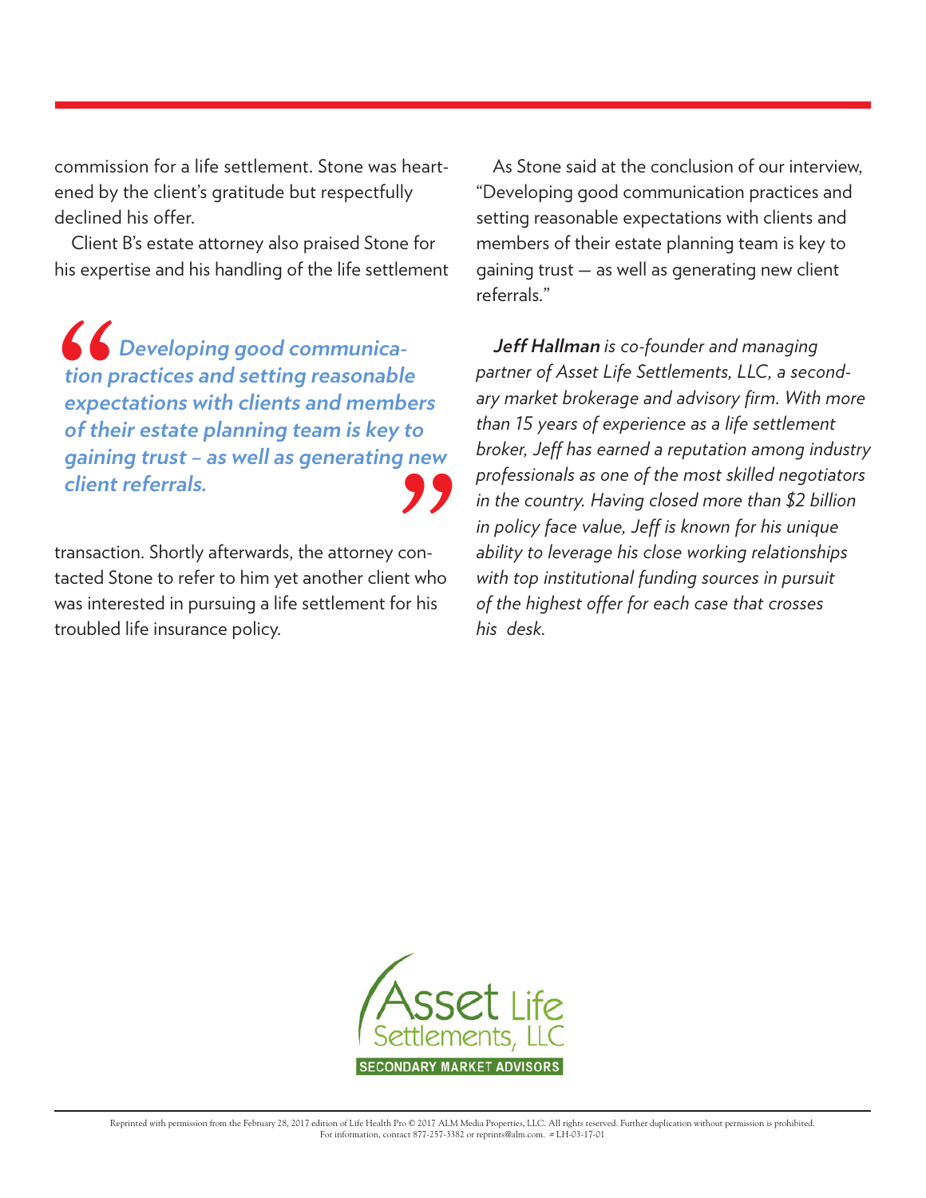commission for a life settlement. Stone was heartened by the client's gratitude but respectfully declined his offer.

Client B's estate attorney also praised Stone for his expertise and his handling of the life settlement transaction. Shortly afterwards, the attorney contacted Stone to refer to him yet another client who was interested in pursuing a life settlement for his troubled life insurance policy.

> ***"Developing good communication practices and setting reasonable expectations with clients and members of their estate planning team is key to gaining trust – as well as generating new client referrals."***

As Stone said at the conclusion of our interview, "Developing good communication practices and setting reasonable expectations with clients and members of their estate planning team is key to gaining trust — as well as generating new client referrals."

***Jeff Hallman*** *is co-founder and managing partner of Asset Life Settlements, LLC, a secondary market brokerage and advisory firm. With more than 15 years of experience as a life settlement broker, Jeff has earned a reputation among industry professionals as one of the most skilled negotiators in the country. Having closed more than $2 billion in policy face value, Jeff is known for his unique ability to leverage his close working relationships with top institutional funding sources in pursuit of the highest offer for each case that crosses his desk.*

Asset Life Settlements, LLC
SECONDARY MARKET ADVISORS

Reprinted with permission from the February 28, 2017 edition of Life Health Pro © 2017 ALM Media Properties, LLC. All rights reserved. Further duplication without permission is prohibited. For information, contact 877-257-3382 or reprints@alm.com. # LH-03-17-01